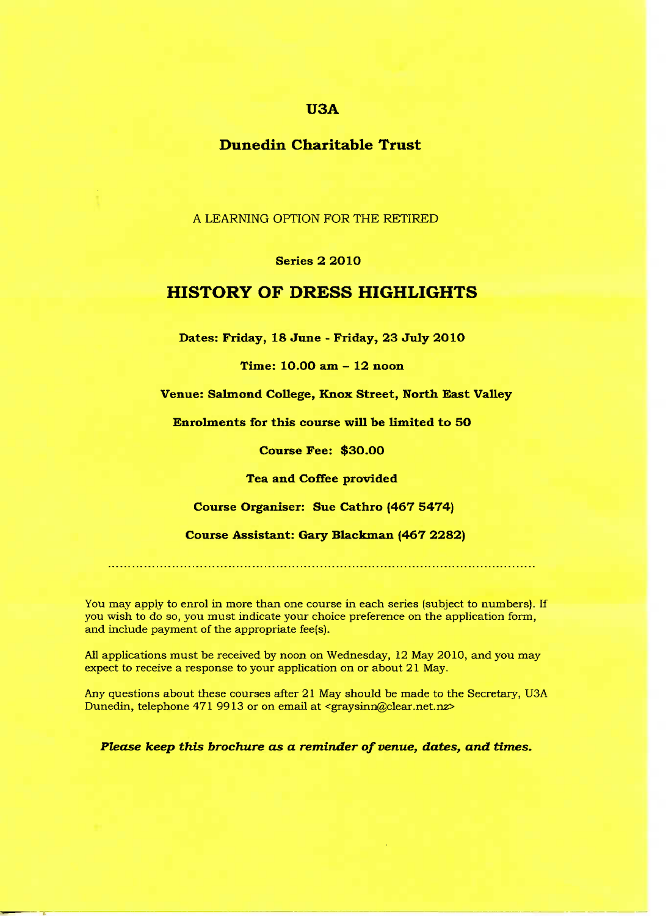## U3A

## Dunedin Charitable Trust

A LEARNING OPTION FOR THE RETIRED

**Series 2 2010**

# HISTORY OF DRESS HIGHLIGHTS

**Dates: Friday, 18 June - Friday, 23 July 2010**

**Time: 10.00 am – 12 noon**

**Venue: Salmond College, Knox Street, North East Valley**

**Enrolments for this course will be limited to 50**

**Course Fee: $30.00**

**Tea and Coffee provided**

**Course Organiser: Sue Cathro (467 5474)**

**Course Assistant: Gary Blackman (467 2282)**

---

You may apply to enrol in more than one course in each series (subject to numbers). If you wish to do so, you must indicate your choice preference on the application form, and include payment of the appropriate fee(s).

All applications must be received by noon on Wednesday, 12 May 2010, and you may expect to receive a response to your application on or about 21 May.

Any questions about these courses after 21 May should be made to the Secretary, U3A Dunedin, telephone 471 9913 or on email at <graysinn@clear.net.nz>

***Please keep this brochure as a reminder of venue, dates, and times.***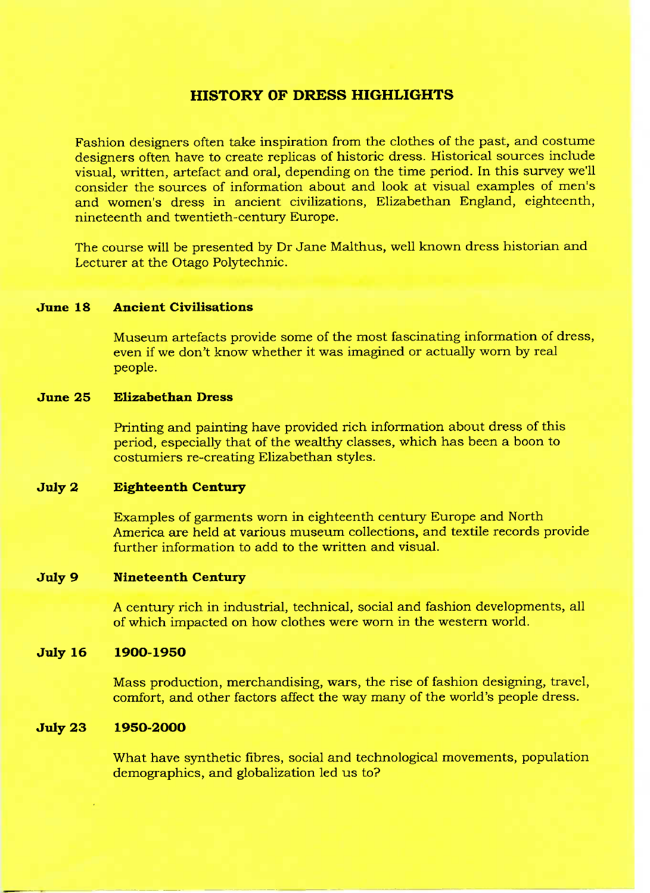# HISTORY OF DRESS HIGHLIGHTS

Fashion designers often take inspiration from the clothes of the past, and costume designers often have to create replicas of historic dress. Historical sources include visual, written, artefact and oral, depending on the time period. In this survey we'll consider the sources of information about and look at visual examples of men's and women's dress in ancient civilizations, Elizabethan England, eighteenth, nineteenth and twentieth-century Europe.

The course will be presented by Dr Jane Malthus, well known dress historian and Lecturer at the Otago Polytechnic.

**June 18 Ancient Civilisations**

Museum artefacts provide some of the most fascinating information of dress, even if we don't know whether it was imagined or actually worn by real people.

**June 25 Elizabethan Dress**

Printing and painting have provided rich information about dress of this period, especially that of the wealthy classes, which has been a boon to costumiers re-creating Elizabethan styles.

**July 2 Eighteenth Century**

Examples of garments worn in eighteenth century Europe and North America are held at various museum collections, and textile records provide further information to add to the written and visual.

**July 9 Nineteenth Century**

A century rich in industrial, technical, social and fashion developments, all of which impacted on how clothes were worn in the western world.

**July 16 1900-1950**

Mass production, merchandising, wars, the rise of fashion designing, travel, comfort, and other factors affect the way many of the world's people dress.

**July 23 1950-2000**

What have synthetic fibres, social and technological movements, population demographics, and globalization led us to?